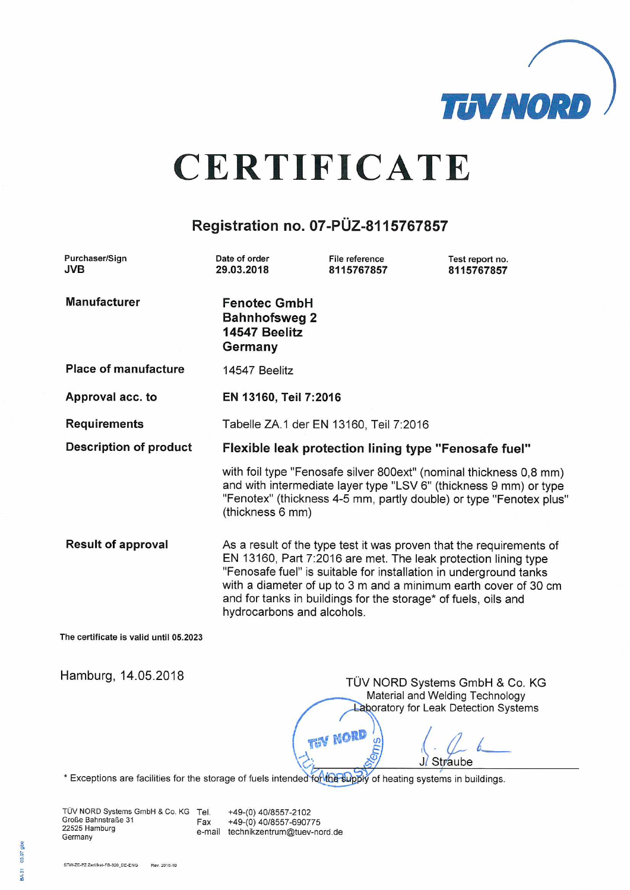TÜV NORD

# CERTIFICATE

## Registration no. 07-PÜZ-8115767857

| Purchaser/Sign | Date of order | File reference | Test report no. |
|---|---|---|---|
| **JVB** | **29.03.2018** | **8115767857** | **8115767857** |

**Manufacturer**

**Fenotec GmbH**
**Bahnhofsweg 2**
**14547 Beelitz**
**Germany**

**Place of manufacture** 14547 Beelitz

**Approval acc. to** **EN 13160, Teil 7:2016**

**Requirements** Tabelle ZA.1 der EN 13160, Teil 7:2016

**Description of product** **Flexible leak protection lining type "Fenosafe fuel"**

with foil type "Fenosafe silver 800ext" (nominal thickness 0,8 mm) and with intermediate layer type "LSV 6" (thickness 9 mm) or type "Fenotex" (thickness 4-5 mm, partly double) or type "Fenotex plus" (thickness 6 mm)

**Result of approval**

As a result of the type test it was proven that the requirements of EN 13160, Part 7:2016 are met. The leak protection lining type "Fenosafe fuel" is suitable for installation in underground tanks with a diameter of up to 3 m and a minimum earth cover of 30 cm and for tanks in buildings for the storage* of fuels, oils and hydrocarbons and alcohols.

**The certificate is valid until 05.2023**

Hamburg, 14.05.2018

TÜV NORD Systems GmbH & Co. KG
Material and Welding Technology
Laboratory for Leak Detection Systems

J. Straube

\* Exceptions are facilities for the storage of fuels intended for the supply of heating systems in buildings.

TÜV NORD Systems GmbH & Co. KG
Große Bahnstraße 31
22525 Hamburg
Germany

Tel. +49-(0) 40/8557-2102
Fax +49-(0) 40/8557-690775
e-mail technikzentrum@tuev-nord.de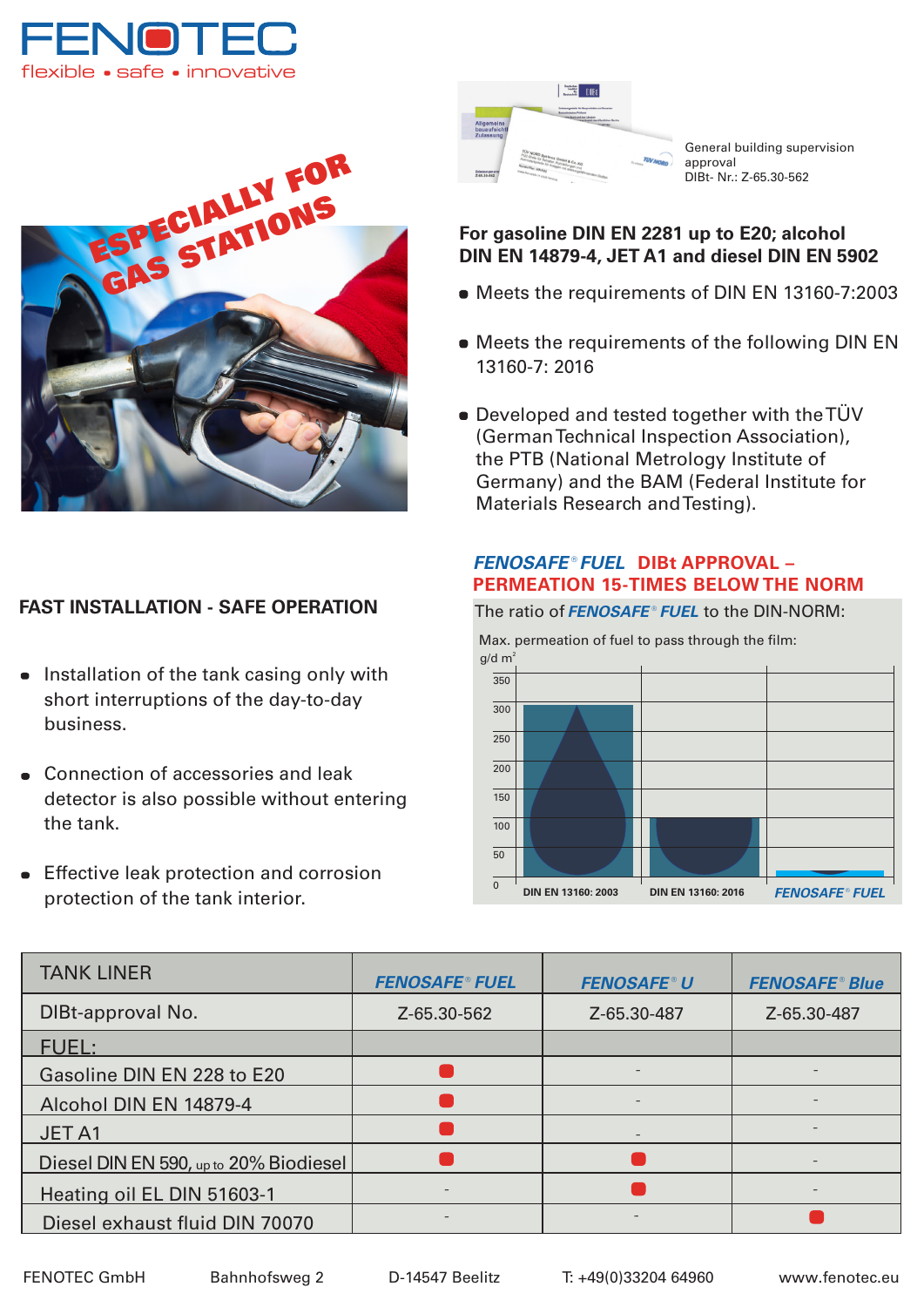# FENOTEC

flexible • safe • innovative

ESPECIALLY FOR GAS STATIONS

General building supervision approval
DIBt- Nr.: Z-65.30-562

**For gasoline DIN EN 2281 up to E20; alcohol DIN EN 14879-4, JET A1 and diesel DIN EN 5902**

- Meets the requirements of DIN EN 13160-7:2003
- Meets the requirements of the following DIN EN 13160-7: 2016
- Developed and tested together with the TÜV (German Technical Inspection Association), the PTB (National Metrology Institute of Germany) and the BAM (Federal Institute for Materials Research and Testing).

## FAST INSTALLATION - SAFE OPERATION

- Installation of the tank casing only with short interruptions of the day-to-day business.
- Connection of accessories and leak detector is also possible without entering the tank.
- Effective leak protection and corrosion protection of the tank interior.

## *FENOSAFE® FUEL* DIBt APPROVAL – PERMEATION 15-TIMES BELOW THE NORM

The ratio of *FENOSAFE® FUEL* to the DIN-NORM:

Max. permeation of fuel to pass through the film:

g/d m²

350
300
250
200
150
100
50
0

DIN EN 13160: 2003
DIN EN 13160: 2016
*FENOSAFE® FUEL*

| TANK LINER | *FENOSAFE® FUEL* | *FENOSAFE® U* | *FENOSAFE® Blue* |
|---|---|---|---|
| DIBt-approval No. | Z-65.30-562 | Z-65.30-487 | Z-65.30-487 |
| FUEL: | | | |
| Gasoline DIN EN 228 to E20 | ● | - | - |
| Alcohol DIN EN 14879-4 | ● | - | - |
| JET A1 | ● | - | - |
| Diesel DIN EN 590, up to 20% Biodiesel | ● | ● | - |
| Heating oil EL DIN 51603-1 | - | ● | - |
| Diesel exhaust fluid DIN 70070 | - | - | ● |

FENOTEC GmbH Bahnhofsweg 2 D-14547 Beelitz T: +49(0)33204 64960 www.fenotec.eu